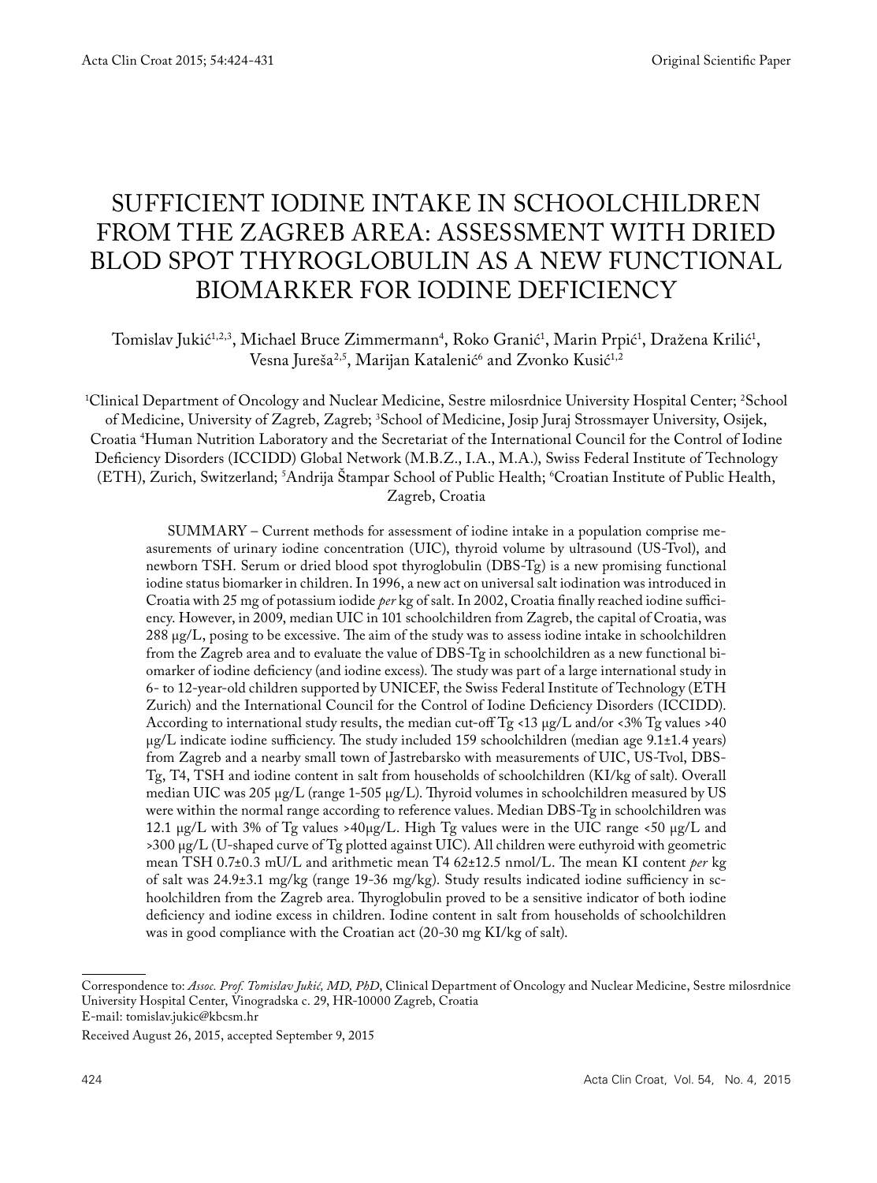Original Scientific Paper

# SUFFICIENT IODINE INTAKE IN SCHOOLCHILDREN FROM THE ZAGREB AREA: ASSESSMENT WITH DRIED BLOD SPOT THYROGLOBULIN AS A NEW FUNCTIONAL BIOMARKER FOR IODINE DEFICIENCY

Tomislav Jukić[1,2,3], Michael Bruce Zimmermann[4], Roko Granić[1], Marin Prpić[1], Dražena Krilić[1], Vesna Jureša[2,5], Marijan Katalenić[6] and Zvonko Kusić[1,2]

[1]Clinical Department of Oncology and Nuclear Medicine, Sestre milosrdnice University Hospital Center; [2]School of Medicine, University of Zagreb, Zagreb; [3]School of Medicine, Josip Juraj Strossmayer University, Osijek, Croatia [4]Human Nutrition Laboratory and the Secretariat of the International Council for the Control of Iodine Deficiency Disorders (ICCIDD) Global Network (M.B.Z., I.A., M.A.), Swiss Federal Institute of Technology (ETH), Zurich, Switzerland; [5]Andrija Štampar School of Public Health; [6]Croatian Institute of Public Health, Zagreb, Croatia

SUMMARY – Current methods for assessment of iodine intake in a population comprise measurements of urinary iodine concentration (UIC), thyroid volume by ultrasound (US-Tvol), and newborn TSH. Serum or dried blood spot thyroglobulin (DBS-Tg) is a new promising functional iodine status biomarker in children. In 1996, a new act on universal salt iodination was introduced in Croatia with 25 mg of potassium iodide *per* kg of salt. In 2002, Croatia finally reached iodine sufficiency. However, in 2009, median UIC in 101 schoolchildren from Zagreb, the capital of Croatia, was 288 µg/L, posing to be excessive. The aim of the study was to assess iodine intake in schoolchildren from the Zagreb area and to evaluate the value of DBS-Tg in schoolchildren as a new functional biomarker of iodine deficiency (and iodine excess). The study was part of a large international study in 6- to 12-year-old children supported by UNICEF, the Swiss Federal Institute of Technology (ETH Zurich) and the International Council for the Control of Iodine Deficiency Disorders (ICCIDD). According to international study results, the median cut-off Tg <13 µg/L and/or <3% Tg values >40 µg/L indicate iodine sufficiency. The study included 159 schoolchildren (median age 9.1±1.4 years) from Zagreb and a nearby small town of Jastrebarsko with measurements of UIC, US-Tvol, DBS-Tg, T4, TSH and iodine content in salt from households of schoolchildren (KI/kg of salt). Overall median UIC was 205 µg/L (range 1-505 µg/L). Thyroid volumes in schoolchildren measured by US were within the normal range according to reference values. Median DBS-Tg in schoolchildren was 12.1 µg/L with 3% of Tg values >40µg/L. High Tg values were in the UIC range <50 µg/L and >300 µg/L (U-shaped curve of Tg plotted against UIC). All children were euthyroid with geometric mean TSH 0.7±0.3 mU/L and arithmetic mean T4 62±12.5 nmol/L. The mean KI content *per* kg of salt was 24.9±3.1 mg/kg (range 19-36 mg/kg). Study results indicated iodine sufficiency in schoolchildren from the Zagreb area. Thyroglobulin proved to be a sensitive indicator of both iodine deficiency and iodine excess in children. Iodine content in salt from households of schoolchildren was in good compliance with the Croatian act (20-30 mg KI/kg of salt).

---

Correspondence to: *Assoc. Prof. Tomislav Jukić, MD, PhD*, Clinical Department of Oncology and Nuclear Medicine, Sestre milosrdnice University Hospital Center, Vinogradska c. 29, HR-10000 Zagreb, Croatia
E-mail: tomislav.jukic@kbcsm.hr

Received August 26, 2015, accepted September 9, 2015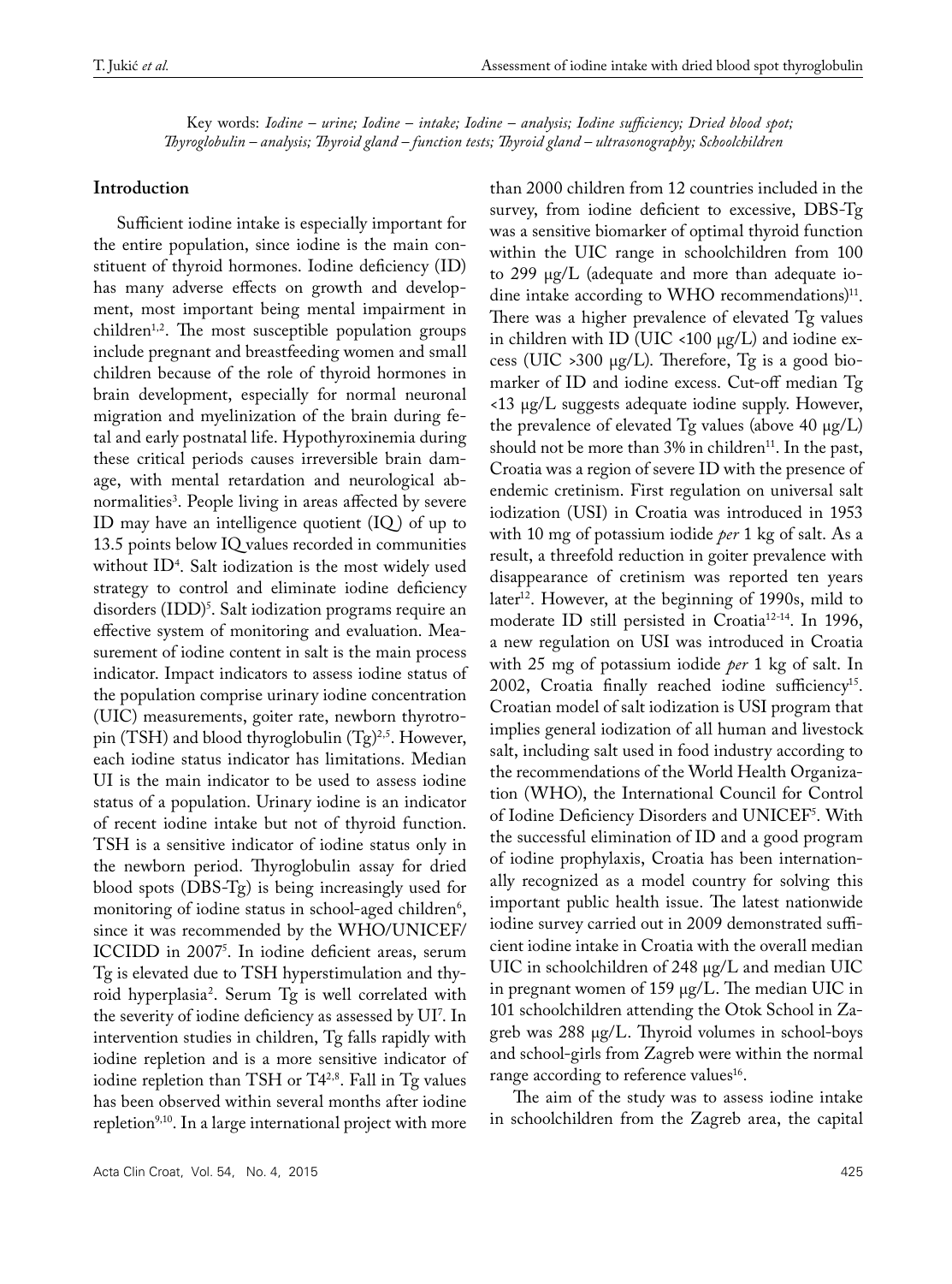Key words: *Iodine – urine; Iodine – intake; Iodine – analysis; Iodine sufficiency; Dried blood spot; Thyroglobulin – analysis; Thyroid gland – function tests; Thyroid gland – ultrasonography; Schoolchildren*

## Introduction

Sufficient iodine intake is especially important for the entire population, since iodine is the main constituent of thyroid hormones. Iodine deficiency (ID) has many adverse effects on growth and development, most important being mental impairment in children[1,2]. The most susceptible population groups include pregnant and breastfeeding women and small children because of the role of thyroid hormones in brain development, especially for normal neuronal migration and myelinization of the brain during fetal and early postnatal life. Hypothyroxinemia during these critical periods causes irreversible brain damage, with mental retardation and neurological abnormalities[3]. People living in areas affected by severe ID may have an intelligence quotient (IQ) of up to 13.5 points below IQ values recorded in communities without ID[4]. Salt iodization is the most widely used strategy to control and eliminate iodine deficiency disorders (IDD)[5]. Salt iodization programs require an effective system of monitoring and evaluation. Measurement of iodine content in salt is the main process indicator. Impact indicators to assess iodine status of the population comprise urinary iodine concentration (UIC) measurements, goiter rate, newborn thyrotropin (TSH) and blood thyroglobulin (Tg)[2,5]. However, each iodine status indicator has limitations. Median UI is the main indicator to be used to assess iodine status of a population. Urinary iodine is an indicator of recent iodine intake but not of thyroid function. TSH is a sensitive indicator of iodine status only in the newborn period. Thyroglobulin assay for dried blood spots (DBS-Tg) is being increasingly used for monitoring of iodine status in school-aged children[6], since it was recommended by the WHO/UNICEF/ICCIDD in 2007[5]. In iodine deficient areas, serum Tg is elevated due to TSH hyperstimulation and thyroid hyperplasia[2]. Serum Tg is well correlated with the severity of iodine deficiency as assessed by UI[7]. In intervention studies in children, Tg falls rapidly with iodine repletion and is a more sensitive indicator of iodine repletion than TSH or T4[2,8]. Fall in Tg values has been observed within several months after iodine repletion[9,10]. In a large international project with more than 2000 children from 12 countries included in the survey, from iodine deficient to excessive, DBS-Tg was a sensitive biomarker of optimal thyroid function within the UIC range in schoolchildren from 100 to 299 μg/L (adequate and more than adequate iodine intake according to WHO recommendations)[11]. There was a higher prevalence of elevated Tg values in children with ID (UIC <100 μg/L) and iodine excess (UIC >300 μg/L). Therefore, Tg is a good biomarker of ID and iodine excess. Cut-off median Tg <13 μg/L suggests adequate iodine supply. However, the prevalence of elevated Tg values (above 40 μg/L) should not be more than 3% in children[11]. In the past, Croatia was a region of severe ID with the presence of endemic cretinism. First regulation on universal salt iodization (USI) in Croatia was introduced in 1953 with 10 mg of potassium iodide *per* 1 kg of salt. As a result, a threefold reduction in goiter prevalence with disappearance of cretinism was reported ten years later[12]. However, at the beginning of 1990s, mild to moderate ID still persisted in Croatia[12-14]. In 1996, a new regulation on USI was introduced in Croatia with 25 mg of potassium iodide *per* 1 kg of salt. In 2002, Croatia finally reached iodine sufficiency[15]. Croatian model of salt iodization is USI program that implies general iodization of all human and livestock salt, including salt used in food industry according to the recommendations of the World Health Organization (WHO), the International Council for Control of Iodine Deficiency Disorders and UNICEF[5]. With the successful elimination of ID and a good program of iodine prophylaxis, Croatia has been internationally recognized as a model country for solving this important public health issue. The latest nationwide iodine survey carried out in 2009 demonstrated sufficient iodine intake in Croatia with the overall median UIC in schoolchildren of 248 μg/L and median UIC in pregnant women of 159 μg/L. The median UIC in 101 schoolchildren attending the Otok School in Zagreb was 288 μg/L. Thyroid volumes in school-boys and school-girls from Zagreb were within the normal range according to reference values[16].

The aim of the study was to assess iodine intake in schoolchildren from the Zagreb area, the capital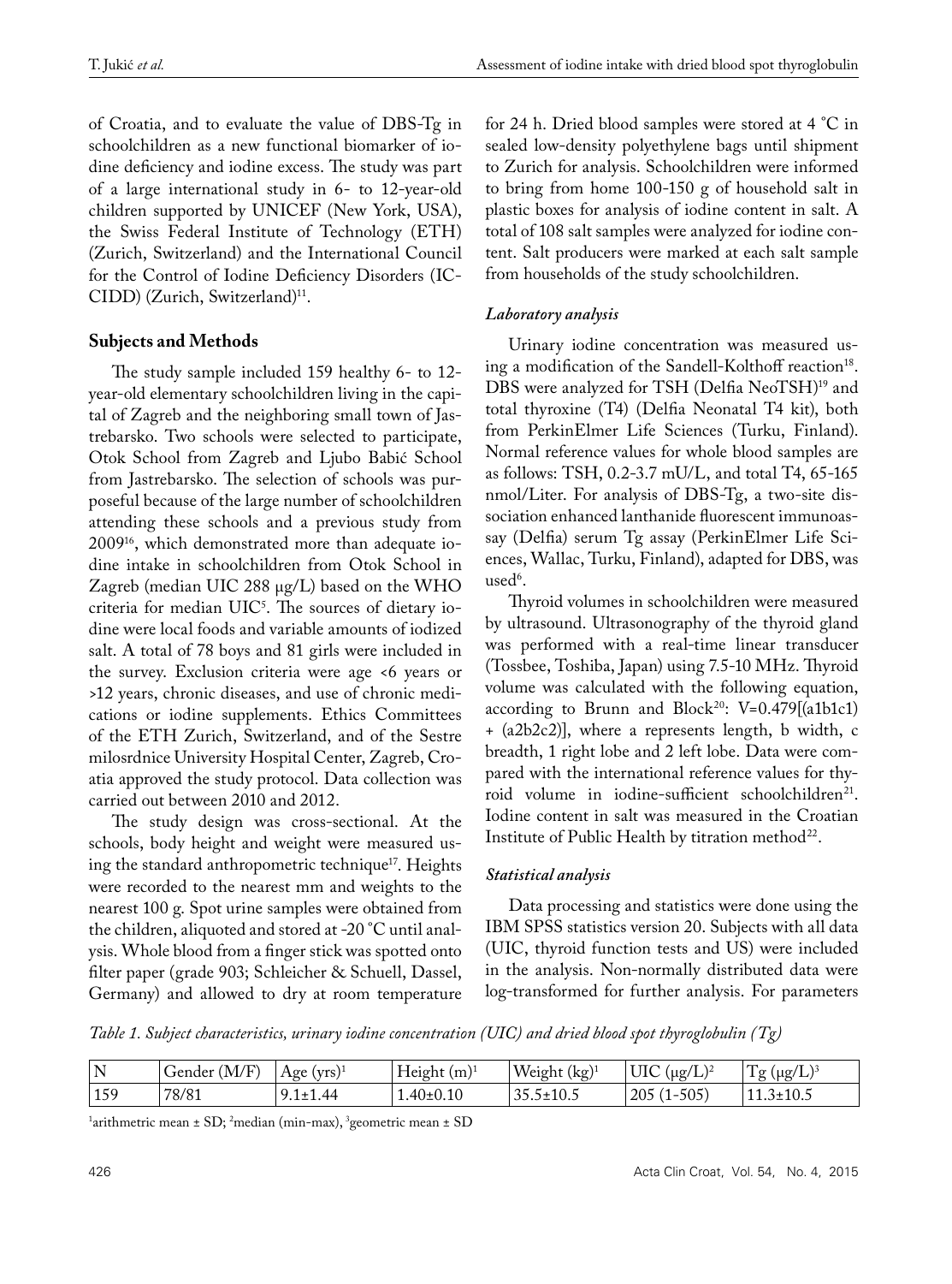of Croatia, and to evaluate the value of DBS-Tg in schoolchildren as a new functional biomarker of iodine deficiency and iodine excess. The study was part of a large international study in 6- to 12-year-old children supported by UNICEF (New York, USA), the Swiss Federal Institute of Technology (ETH) (Zurich, Switzerland) and the International Council for the Control of Iodine Deficiency Disorders (ICCIDD) (Zurich, Switzerland)[11].

## Subjects and Methods

The study sample included 159 healthy 6- to 12-year-old elementary schoolchildren living in the capital of Zagreb and the neighboring small town of Jastrebarsko. Two schools were selected to participate, Otok School from Zagreb and Ljubo Babić School from Jastrebarsko. The selection of schools was purposeful because of the large number of schoolchildren attending these schools and a previous study from 2009[16], which demonstrated more than adequate iodine intake in schoolchildren from Otok School in Zagreb (median UIC 288 µg/L) based on the WHO criteria for median UIC[5]. The sources of dietary iodine were local foods and variable amounts of iodized salt. A total of 78 boys and 81 girls were included in the survey. Exclusion criteria were age <6 years or >12 years, chronic diseases, and use of chronic medications or iodine supplements. Ethics Committees of the ETH Zurich, Switzerland, and of the Sestre milosrdnice University Hospital Center, Zagreb, Croatia approved the study protocol. Data collection was carried out between 2010 and 2012.

The study design was cross-sectional. At the schools, body height and weight were measured using the standard anthropometric technique[17]. Heights were recorded to the nearest mm and weights to the nearest 100 g. Spot urine samples were obtained from the children, aliquoted and stored at -20 °C until analysis. Whole blood from a finger stick was spotted onto filter paper (grade 903; Schleicher & Schuell, Dassel, Germany) and allowed to dry at room temperature for 24 h. Dried blood samples were stored at 4 °C in sealed low-density polyethylene bags until shipment to Zurich for analysis. Schoolchildren were informed to bring from home 100-150 g of household salt in plastic boxes for analysis of iodine content in salt. A total of 108 salt samples were analyzed for iodine content. Salt producers were marked at each salt sample from households of the study schoolchildren.

### *Laboratory analysis*

Urinary iodine concentration was measured using a modification of the Sandell-Kolthoff reaction[18]. DBS were analyzed for TSH (Delfia NeoTSH)[19] and total thyroxine (T4) (Delfia Neonatal T4 kit), both from PerkinElmer Life Sciences (Turku, Finland). Normal reference values for whole blood samples are as follows: TSH, 0.2-3.7 mU/L, and total T4, 65-165 nmol/Liter. For analysis of DBS-Tg, a two-site dissociation enhanced lanthanide fluorescent immunoassay (Delfia) serum Tg assay (PerkinElmer Life Sciences, Wallac, Turku, Finland), adapted for DBS, was used[6].

Thyroid volumes in schoolchildren were measured by ultrasound. Ultrasonography of the thyroid gland was performed with a real-time linear transducer (Tossbee, Toshiba, Japan) using 7.5-10 MHz. Thyroid volume was calculated with the following equation, according to Brunn and Block[20]: $V=0.479[(a1b1c1) + (a2b2c2)]$, where a represents length, b width, c breadth, 1 right lobe and 2 left lobe. Data were compared with the international reference values for thyroid volume in iodine-sufficient schoolchildren[21]. Iodine content in salt was measured in the Croatian Institute of Public Health by titration method[22].

### *Statistical analysis*

Data processing and statistics were done using the IBM SPSS statistics version 20. Subjects with all data (UIC, thyroid function tests and US) were included in the analysis. Non-normally distributed data were log-transformed for further analysis. For parameters

*Table 1. Subject characteristics, urinary iodine concentration (UIC) and dried blood spot thyroglobulin (Tg)*

| N | Gender (M/F) | Age (yrs)[1] | Height (m)[1] | Weight (kg)[1] | UIC (µg/L)[2] | Tg (µg/L)[3] |
|---|---|---|---|---|---|---|
| 159 | 78/81 | 9.1±1.44 | 1.40±0.10 | 35.5±10.5 | 205 (1-505) | 11.3±10.5 |

[1]arithmetic mean ± SD; [2]median (min-max), [3]geometric mean ± SD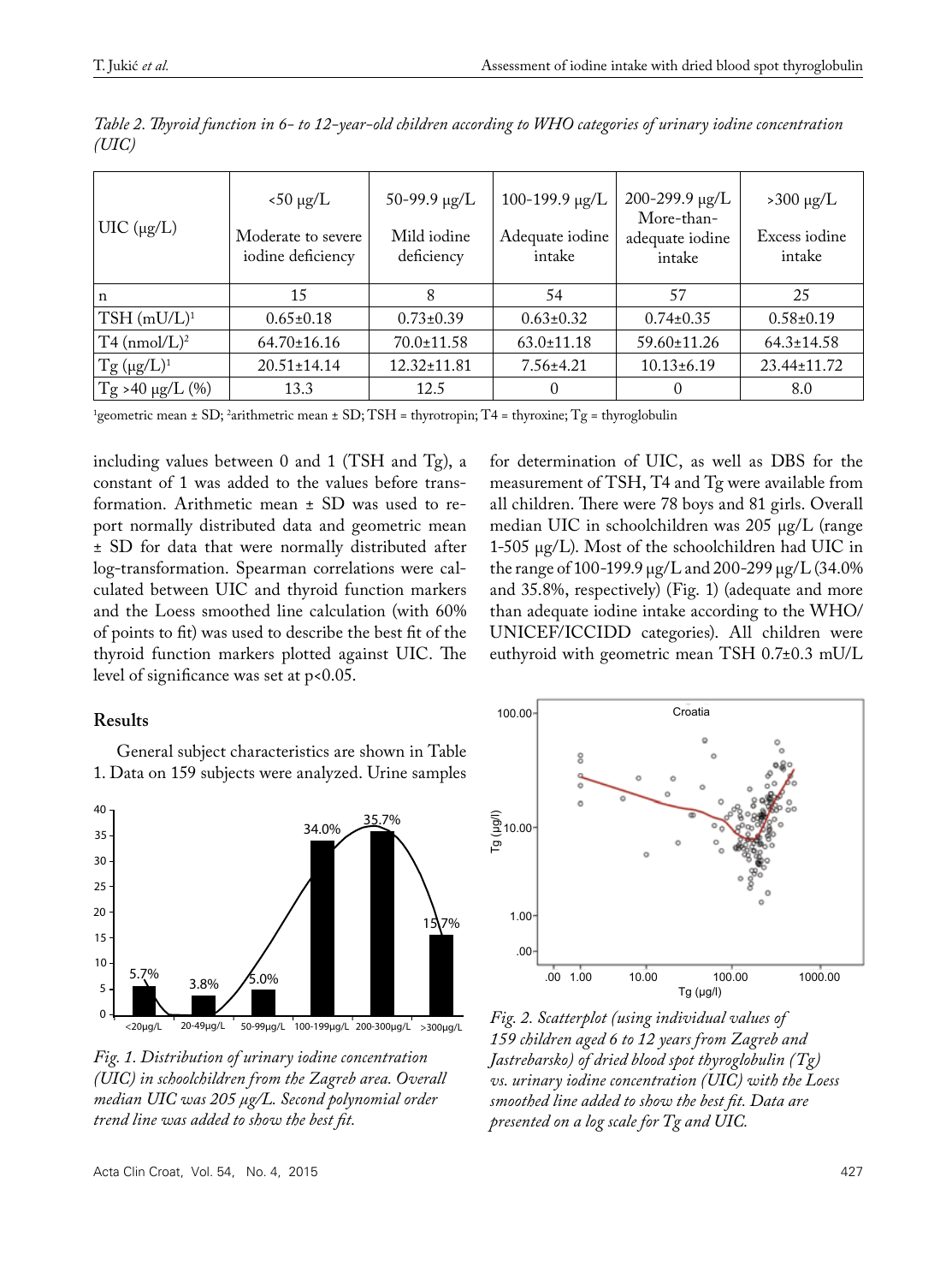*Table 2. Thyroid function in 6- to 12-year-old children according to WHO categories of urinary iodine concentration (UIC)*

| UIC (μg/L) | <50 μg/L Moderate to severe iodine deficiency | 50-99.9 μg/L Mild iodine deficiency | 100-199.9 μg/L Adequate iodine intake | 200-299.9 μg/L More-than-adequate iodine intake | >300 μg/L Excess iodine intake |
|---|---|---|---|---|---|
| n | 15 | 8 | 54 | 57 | 25 |
| TSH (mU/L)[1] | 0.65±0.18 | 0.73±0.39 | 0.63±0.32 | 0.74±0.35 | 0.58±0.19 |
| T4 (nmol/L)[2] | 64.70±16.16 | 70.0±11.58 | 63.0±11.18 | 59.60±11.26 | 64.3±14.58 |
| Tg (μg/L)[1] | 20.51±14.14 | 12.32±11.81 | 7.56±4.21 | 10.13±6.19 | 23.44±11.72 |
| Tg >40 μg/L (%) | 13.3 | 12.5 | 0 | 0 | 8.0 |

[1]geometric mean ± SD; [2]arithmetic mean ± SD; TSH = thyrotropin; T4 = thyroxine; Tg = thyroglobulin

including values between 0 and 1 (TSH and Tg), a constant of 1 was added to the values before transformation. Arithmetic mean ± SD was used to report normally distributed data and geometric mean ± SD for data that were normally distributed after log-transformation. Spearman correlations were calculated between UIC and thyroid function markers and the Loess smoothed line calculation (with 60% of points to fit) was used to describe the best fit of the thyroid function markers plotted against UIC. The level of significance was set at $p<0.05$.

## Results

General subject characteristics are shown in Table 1. Data on 159 subjects were analyzed. Urine samples for determination of UIC, as well as DBS for the measurement of TSH, T4 and Tg were available from all children. There were 78 boys and 81 girls. Overall median UIC in schoolchildren was 205 μg/L (range 1-505 μg/L). Most of the schoolchildren had UIC in the range of 100-199.9 μg/L and 200-299 μg/L (34.0% and 35.8%, respectively) (Fig. 1) (adequate and more than adequate iodine intake according to the WHO/UNICEF/ICCIDD categories). All children were euthyroid with geometric mean TSH 0.7±0.3 mU/L

*Fig. 1. Distribution of urinary iodine concentration (UIC) in schoolchildren from the Zagreb area. Overall median UIC was 205 μg/L. Second polynomial order trend line was added to show the best fit.*

*Fig. 2. Scatterplot (using individual values of 159 children aged 6 to 12 years from Zagreb and Jastrebarsko) of dried blood spot thyroglobulin (Tg) vs. urinary iodine concentration (UIC) with the Loess smoothed line added to show the best fit. Data are presented on a log scale for Tg and UIC.*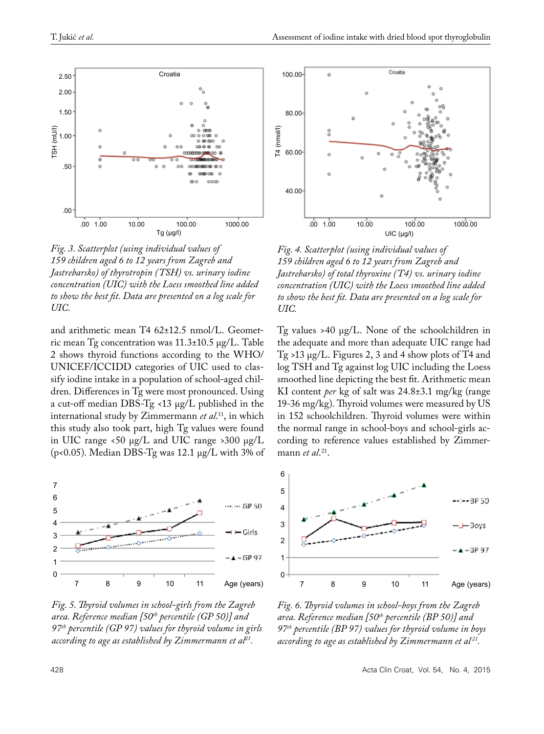*Fig. 3. Scatterplot (using individual values of 159 children aged 6 to 12 years from Zagreb and Jastrebarsko) of thyrotropin (TSH) vs. urinary iodine concentration (UIC) with the Loess smoothed line added to show the best fit. Data are presented on a log scale for UIC.*

*Fig. 4. Scatterplot (using individual values of 159 children aged 6 to 12 years from Zagreb and Jastrebarsko) of total thyroxine (T4) vs. urinary iodine concentration (UIC) with the Loess smoothed line added to show the best fit. Data are presented on a log scale for UIC.*

and arithmetic mean T4 62±12.5 nmol/L. Geometric mean Tg concentration was 11.3±10.5 µg/L. Table 2 shows thyroid functions according to the WHO/UNICEF/ICCIDD categories of UIC used to classify iodine intake in a population of school-aged children. Differences in Tg were most pronounced. Using a cut-off median DBS-Tg <13 µg/L published in the international study by Zimmermann *et al.*[11], in which this study also took part, high Tg values were found in UIC range <50 µg/L and UIC range >300 µg/L ($p<0.05$). Median DBS-Tg was 12.1 µg/L with 3% of Tg values >40 µg/L. None of the schoolchildren in the adequate and more than adequate UIC range had Tg >13 µg/L. Figures 2, 3 and 4 show plots of T4 and log TSH and Tg against log UIC including the Loess smoothed line depicting the best fit. Arithmetic mean KI content *per* kg of salt was 24.8±3.1 mg/kg (range 19-36 mg/kg). Thyroid volumes were measured by US in 152 schoolchildren. Thyroid volumes were within the normal range in school-boys and school-girls according to reference values established by Zimmermann *et al.*[21].

*Fig. 5. Thyroid volumes in school-girls from the Zagreb area. Reference median [50th percentile (GP 50)] and 97th percentile (GP 97) values for thyroid volume in girls according to age as established by Zimmermann et al[21].*

*Fig. 6. Thyroid volumes in school-boys from the Zagreb area. Reference median [50th percentile (BP 50)] and 97th percentile (BP 97) values for thyroid volume in boys according to age as established by Zimmermann et al[21].*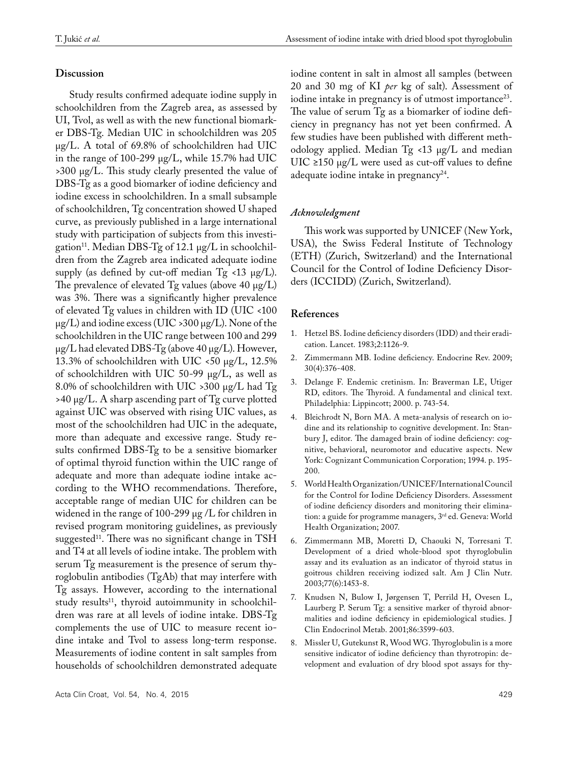## Discussion

Study results confirmed adequate iodine supply in schoolchildren from the Zagreb area, as assessed by UI, Tvol, as well as with the new functional biomarker DBS-Tg. Median UIC in schoolchildren was 205 μg/L. A total of 69.8% of schoolchildren had UIC in the range of 100-299 μg/L, while 15.7% had UIC >300 μg/L. This study clearly presented the value of DBS-Tg as a good biomarker of iodine deficiency and iodine excess in schoolchildren. In a small subsample of schoolchildren, Tg concentration showed U shaped curve, as previously published in a large international study with participation of subjects from this investigation[11]. Median DBS-Tg of 12.1 μg/L in schoolchildren from the Zagreb area indicated adequate iodine supply (as defined by cut-off median Tg <13 μg/L). The prevalence of elevated Tg values (above 40 μg/L) was 3%. There was a significantly higher prevalence of elevated Tg values in children with ID (UIC <100 μg/L) and iodine excess (UIC >300 μg/L). None of the schoolchildren in the UIC range between 100 and 299 μg/L had elevated DBS-Tg (above 40 μg/L). However, 13.3% of schoolchildren with UIC <50 μg/L, 12.5% of schoolchildren with UIC 50-99 μg/L, as well as 8.0% of schoolchildren with UIC >300 μg/L had Tg >40 μg/L. A sharp ascending part of Tg curve plotted against UIC was observed with rising UIC values, as most of the schoolchildren had UIC in the adequate, more than adequate and excessive range. Study results confirmed DBS-Tg to be a sensitive biomarker of optimal thyroid function within the UIC range of adequate and more than adequate iodine intake according to the WHO recommendations. Therefore, acceptable range of median UIC for children can be widened in the range of 100-299 μg /L for children in revised program monitoring guidelines, as previously suggested[11]. There was no significant change in TSH and T4 at all levels of iodine intake. The problem with serum Tg measurement is the presence of serum thyroglobulin antibodies (TgAb) that may interfere with Tg assays. However, according to the international study results[11], thyroid autoimmunity in schoolchildren was rare at all levels of iodine intake. DBS-Tg complements the use of UIC to measure recent iodine intake and Tvol to assess long-term response. Measurements of iodine content in salt samples from households of schoolchildren demonstrated adequate iodine content in salt in almost all samples (between 20 and 30 mg of KI *per* kg of salt). Assessment of iodine intake in pregnancy is of utmost importance[23]. The value of serum Tg as a biomarker of iodine deficiency in pregnancy has not yet been confirmed. A few studies have been published with different methodology applied. Median Tg <13 μg/L and median UIC ≥150 μg/L were used as cut-off values to define adequate iodine intake in pregnancy[24].

### *Acknowledgment*

This work was supported by UNICEF (New York, USA), the Swiss Federal Institute of Technology (ETH) (Zurich, Switzerland) and the International Council for the Control of Iodine Deficiency Disorders (ICCIDD) (Zurich, Switzerland).

## References

1. Hetzel BS. Iodine deficiency disorders (IDD) and their eradication. Lancet. 1983;2:1126-9.
2. Zimmermann MB. Iodine deficiency. Endocrine Rev. 2009; 30(4):376-408.
3. Delange F. Endemic cretinism. In: Braverman LE, Utiger RD, editors. The Thyroid. A fundamental and clinical text. Philadelphia: Lippincott; 2000. p. 743-54.
4. Bleichrodt N, Born MA. A meta-analysis of research on iodine and its relationship to cognitive development. In: Stanbury J, editor. The damaged brain of iodine deficiency: cognitive, behavioral, neuromotor and educative aspects. New York: Cognizant Communication Corporation; 1994. p. 195-200.
5. World Health Organization/UNICEF/International Council for the Control for Iodine Deficiency Disorders. Assessment of iodine deficiency disorders and monitoring their elimination: a guide for programme managers, 3rd ed. Geneva: World Health Organization; 2007.
6. Zimmermann MB, Moretti D, Chaouki N, Torresani T. Development of a dried whole-blood spot thyroglobulin assay and its evaluation as an indicator of thyroid status in goitrous children receiving iodized salt. Am J Clin Nutr. 2003;77(6):1453-8.
7. Knudsen N, Bulow I, Jørgensen T, Perrild H, Ovesen L, Laurberg P. Serum Tg: a sensitive marker of thyroid abnormalities and iodine deficiency in epidemiological studies. J Clin Endocrinol Metab. 2001;86:3599-603.
8. Missler U, Gutekunst R, Wood WG. Thyroglobulin is a more sensitive indicator of iodine deficiency than thyrotropin: development and evaluation of dry blood spot assays for thy-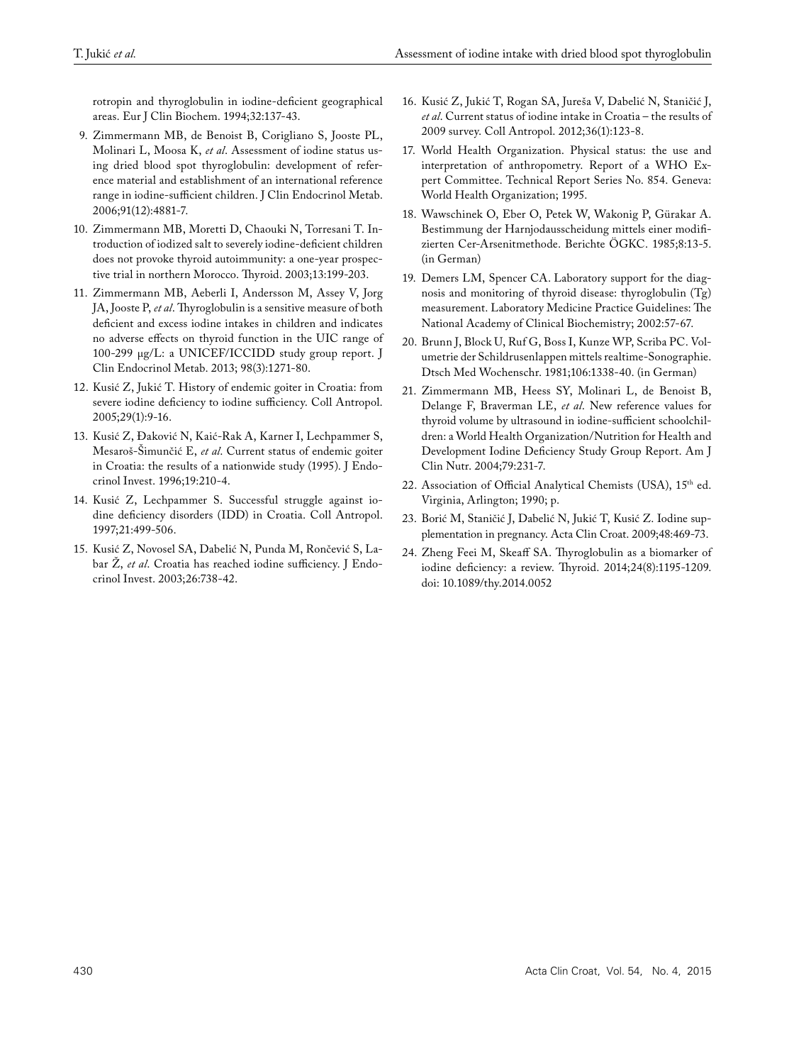rotropin and thyroglobulin in iodine-deficient geographical areas. Eur J Clin Biochem. 1994;32:137-43.

9. Zimmermann MB, de Benoist B, Corigliano S, Jooste PL, Molinari L, Moosa K, *et al*. Assessment of iodine status using dried blood spot thyroglobulin: development of reference material and establishment of an international reference range in iodine-sufficient children. J Clin Endocrinol Metab. 2006;91(12):4881-7.
10. Zimmermann MB, Moretti D, Chaouki N, Torresani T. Introduction of iodized salt to severely iodine-deficient children does not provoke thyroid autoimmunity: a one-year prospective trial in northern Morocco. Thyroid. 2003;13:199-203.
11. Zimmermann MB, Aeberli I, Andersson M, Assey V, Jorg JA, Jooste P, *et al*. Thyroglobulin is a sensitive measure of both deficient and excess iodine intakes in children and indicates no adverse effects on thyroid function in the UIC range of 100-299 μg/L: a UNICEF/ICCIDD study group report. J Clin Endocrinol Metab. 2013; 98(3):1271-80.
12. Kusić Z, Jukić T. History of endemic goiter in Croatia: from severe iodine deficiency to iodine sufficiency. Coll Antropol. 2005;29(1):9-16.
13. Kusić Z, Đaković N, Kaić-Rak A, Karner I, Lechpammer S, Mesaroš-Šimunčić E, *et al*. Current status of endemic goiter in Croatia: the results of a nationwide study (1995). J Endocrinol Invest. 1996;19:210-4.
14. Kusić Z, Lechpammer S. Successful struggle against iodine deficiency disorders (IDD) in Croatia. Coll Antropol. 1997;21:499-506.
15. Kusić Z, Novosel SA, Dabelić N, Punda M, Rončević S, Labar Ž, *et al*. Croatia has reached iodine sufficiency. J Endocrinol Invest. 2003;26:738-42.
16. Kusić Z, Jukić T, Rogan SA, Jureša V, Dabelić N, Staničić J, *et al*. Current status of iodine intake in Croatia – the results of 2009 survey. Coll Antropol. 2012;36(1):123-8.
17. World Health Organization. Physical status: the use and interpretation of anthropometry. Report of a WHO Expert Committee. Technical Report Series No. 854. Geneva: World Health Organization; 1995.
18. Wawschinek O, Eber O, Petek W, Wakonig P, Gürakar A. Bestimmung der Harnjodausscheidung mittels einer modifizierten Cer-Arsenitmethode. Berichte ÖGKC. 1985;8:13-5. (in German)
19. Demers LM, Spencer CA. Laboratory support for the diagnosis and monitoring of thyroid disease: thyroglobulin (Tg) measurement. Laboratory Medicine Practice Guidelines: The National Academy of Clinical Biochemistry; 2002:57-67.
20. Brunn J, Block U, Ruf G, Boss I, Kunze WP, Scriba PC. Volumetrie der Schildrusenlappen mittels realtime-Sonographie. Dtsch Med Wochenschr. 1981;106:1338-40. (in German)
21. Zimmermann MB, Heess SY, Molinari L, de Benoist B, Delange F, Braverman LE, *et al*. New reference values for thyroid volume by ultrasound in iodine-sufficient schoolchildren: a World Health Organization/Nutrition for Health and Development Iodine Deficiency Study Group Report. Am J Clin Nutr. 2004;79:231-7.
22. Association of Official Analytical Chemists (USA), 15th ed. Virginia, Arlington; 1990; p.
23. Borić M, Staničić J, Dabelić N, Jukić T, Kusić Z. Iodine supplementation in pregnancy. Acta Clin Croat. 2009;48:469-73.
24. Zheng Feei M, Skeaff SA. Thyroglobulin as a biomarker of iodine deficiency: a review. Thyroid. 2014;24(8):1195-1209. doi: 10.1089/thy.2014.0052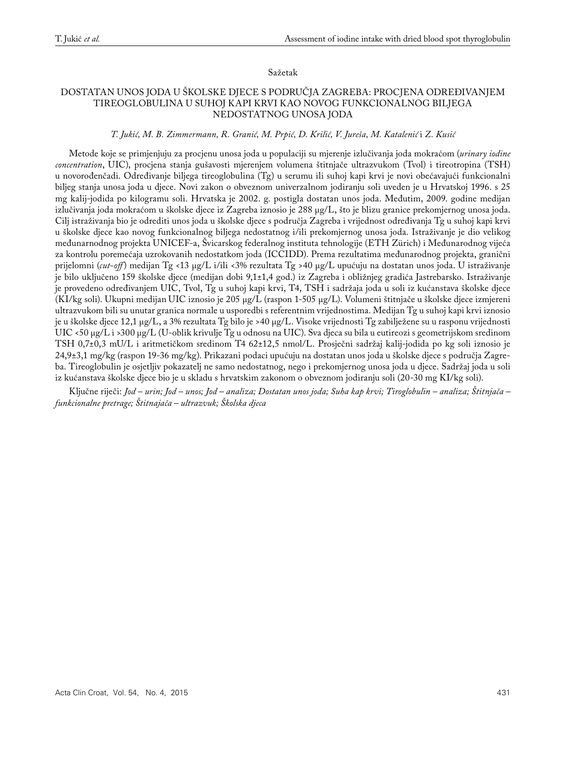Sažetak

## DOSTATAN UNOS JODA U ŠKOLSKE DJECE S PODRUČJA ZAGREBA: PROCJENA ODREĐIVANJEM TIREOGLOBULINA U SUHOJ KAPI KRVI KAO NOVOG FUNKCIONALNOG BILJEGA NEDOSTATNOG UNOSA JODA

*T. Jukić, M. B. Zimmermann, R. Granić, M. Prpić, D. Krilić, V. Jureša, M. Katalenić* i *Z. Kusić*

Metode koje se primjenjuju za procjenu unosa joda u populaciji su mjerenje izlučivanja joda mokraćom (*urinary iodine concentration*, UIC), procjena stanja gušavosti mjerenjem volumena štitnjače ultrazvukom (Tvol) i tireotropina (TSH) u novorođenčadi. Određivanje biljega tireoglobulina (Tg) u serumu ili suhoj kapi krvi je novi obećavajući funkcionalni biljeg stanja unosa joda u djece. Novi zakon o obveznom univerzalnom jodiranju soli uveden je u Hrvatskoj 1996. s 25 mg kalij-jodida po kilogramu soli. Hrvatska je 2002. g. postigla dostatan unos joda. Međutim, 2009. godine medijan izlučivanja joda mokraćom u školske djece iz Zagreba iznosio je 288 μg/L, što je blizu granice prekomjernog unosa joda. Cilj istraživanja bio je odrediti unos joda u školske djece s područja Zagreba i vrijednost određivanja Tg u suhoj kapi krvi u školske djece kao novog funkcionalnog biljega nedostatnog i/ili prekomjernog unosa joda. Istraživanje je dio velikog međunarodnog projekta UNICEF-a, Švicarskog federalnog instituta tehnologije (ETH Zürich) i Međunarodnog vijeća za kontrolu poremećaja uzrokovanih nedostatkom joda (ICCIDD). Prema rezultatima međunarodnog projekta, granični prijelomni (*cut-off*) medijan Tg <13 μg/L i/ili <3% rezultata Tg >40 μg/L upućuju na dostatan unos joda. U istraživanje je bilo uključeno 159 školske djece (medijan dobi 9,1±1,4 god.) iz Zagreba i obližnjeg gradića Jastrebarsko. Istraživanje je provedeno određivanjem UIC, Tvol, Tg u suhoj kapi krvi, T4, TSH i sadržaja joda u soli iz kućanstava školske djece (KI/kg soli). Ukupni medijan UIC iznosio je 205 μg/L (raspon 1-505 μg/L). Volumeni štitnjače u školske djece izmjereni ultrazvukom bili su unutar granica normale u usporedbi s referentnim vrijednostima. Medijan Tg u suhoj kapi krvi iznosio je u školske djece 12,1 μg/L, a 3% rezultata Tg bilo je >40 μg/L. Visoke vrijednosti Tg zabilježene su u rasponu vrijednosti UIC <50 μg/L i >300 μg/L (U-oblik krivulje Tg u odnosu na UIC). Sva djeca su bila u eutireozi s geometrijskom sredinom TSH 0,7±0,3 mU/L i aritmetičkom sredinom T4 62±12,5 nmol/L. Prosječni sadržaj kalij-jodida po kg soli iznosio je 24,9±3,1 mg/kg (raspon 19-36 mg/kg). Prikazani podaci upućuju na dostatan unos joda u školske djece s područja Zagreba. Tireoglobulin je osjetljiv pokazatelj ne samo nedostatnog, nego i prekomjernog unosa joda u djece. Sadržaj joda u soli iz kućanstava školske djece bio je u skladu s hrvatskim zakonom o obveznom jodiranju soli (20-30 mg KI/kg soli).

Ključne riječi: *Jod – urin; Jod – unos; Jod – analiza; Dostatan unos joda; Suha kap krvi; Tiroglobulin – analiza; Štitnjača – funkcionalne pretrage; Štitnajača – ultrazvuk; Školska djeca*